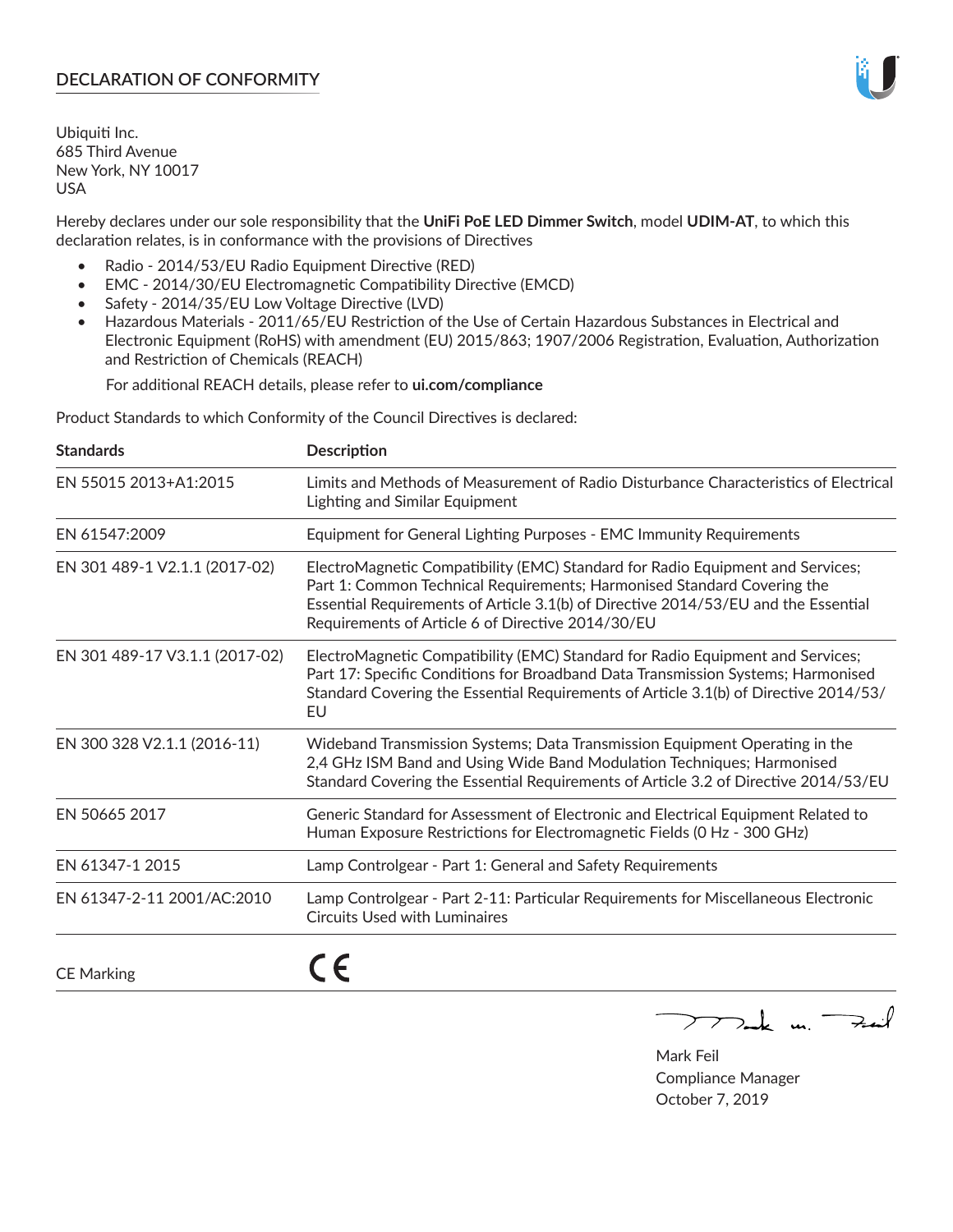# DECLARATION OF CONFORMITY

Ubiquiti Inc.
685 Third Avenue
New York, NY 10017
USA

Hereby declares under our sole responsibility that the **UniFi PoE LED Dimmer Switch**, model **UDIM-AT**, to which this declaration relates, is in conformance with the provisions of Directives

- Radio - 2014/53/EU Radio Equipment Directive (RED)
- EMC - 2014/30/EU Electromagnetic Compatibility Directive (EMCD)
- Safety - 2014/35/EU Low Voltage Directive (LVD)
- Hazardous Materials - 2011/65/EU Restriction of the Use of Certain Hazardous Substances in Electrical and Electronic Equipment (RoHS) with amendment (EU) 2015/863; 1907/2006 Registration, Evaluation, Authorization and Restriction of Chemicals (REACH)

  For additional REACH details, please refer to **ui.com/compliance**

Product Standards to which Conformity of the Council Directives is declared:

| Standards | Description |
| --- | --- |
| EN 55015 2013+A1:2015 | Limits and Methods of Measurement of Radio Disturbance Characteristics of Electrical Lighting and Similar Equipment |
| EN 61547:2009 | Equipment for General Lighting Purposes - EMC Immunity Requirements |
| EN 301 489-1 V2.1.1 (2017-02) | ElectroMagnetic Compatibility (EMC) Standard for Radio Equipment and Services; Part 1: Common Technical Requirements; Harmonised Standard Covering the Essential Requirements of Article 3.1(b) of Directive 2014/53/EU and the Essential Requirements of Article 6 of Directive 2014/30/EU |
| EN 301 489-17 V3.1.1 (2017-02) | ElectroMagnetic Compatibility (EMC) Standard for Radio Equipment and Services; Part 17: Specific Conditions for Broadband Data Transmission Systems; Harmonised Standard Covering the Essential Requirements of Article 3.1(b) of Directive 2014/53/EU |
| EN 300 328 V2.1.1 (2016-11) | Wideband Transmission Systems; Data Transmission Equipment Operating in the 2,4 GHz ISM Band and Using Wide Band Modulation Techniques; Harmonised Standard Covering the Essential Requirements of Article 3.2 of Directive 2014/53/EU |
| EN 50665 2017 | Generic Standard for Assessment of Electronic and Electrical Equipment Related to Human Exposure Restrictions for Electromagnetic Fields (0 Hz - 300 GHz) |
| EN 61347-1 2015 | Lamp Controlgear - Part 1: General and Safety Requirements |
| EN 61347-2-11 2001/AC:2010 | Lamp Controlgear - Part 2-11: Particular Requirements for Miscellaneous Electronic Circuits Used with Luminaires |
| CE Marking | CE |

Mark Feil
Compliance Manager
October 7, 2019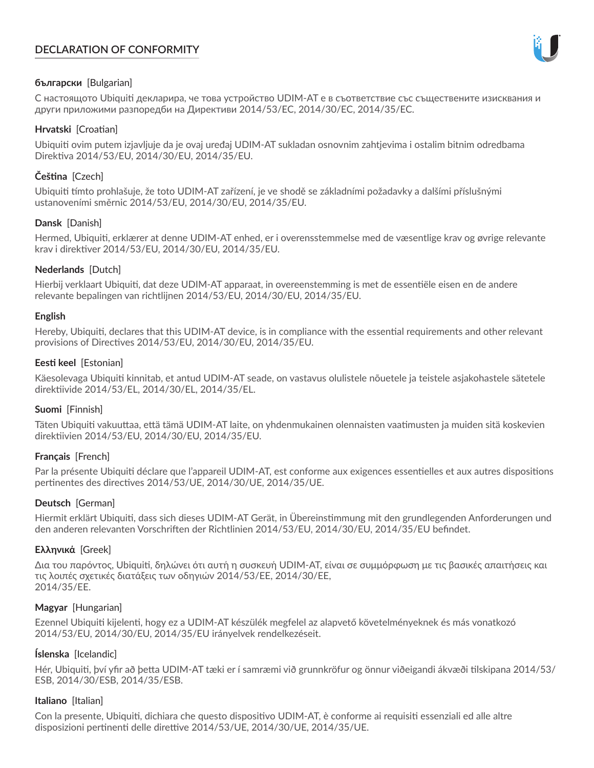# DECLARATION OF CONFORMITY

**български** [Bulgarian]

С настоящото Ubiquiti декларира, че това устройство UDIM-AT е в съответствие със съществените изисквания и други приложими разпоредби на Директиви 2014/53/EC, 2014/30/ЕС, 2014/35/ЕС.

**Hrvatski** [Croatian]

Ubiquiti ovim putem izjavljuje da je ovaj uređaj UDIM-AT sukladan osnovnim zahtjevima i ostalim bitnim odredbama Direktiva 2014/53/EU, 2014/30/EU, 2014/35/EU.

**Čeština** [Czech]

Ubiquiti tímto prohlašuje, že toto UDIM-AT zařízení, je ve shodě se základními požadavky a dalšími příslušnými ustanoveními směrnic 2014/53/EU, 2014/30/EU, 2014/35/EU.

**Dansk** [Danish]

Hermed, Ubiquiti, erklærer at denne UDIM-AT enhed, er i overensstemmelse med de væsentlige krav og øvrige relevante krav i direktiver 2014/53/EU, 2014/30/EU, 2014/35/EU.

**Nederlands** [Dutch]

Hierbij verklaart Ubiquiti, dat deze UDIM-AT apparaat, in overeenstemming is met de essentiële eisen en de andere relevante bepalingen van richtlijnen 2014/53/EU, 2014/30/EU, 2014/35/EU.

**English**

Hereby, Ubiquiti, declares that this UDIM-AT device, is in compliance with the essential requirements and other relevant provisions of Directives 2014/53/EU, 2014/30/EU, 2014/35/EU.

**Eesti keel** [Estonian]

Käesolevaga Ubiquiti kinnitab, et antud UDIM-AT seade, on vastavus olulistele nõuetele ja teistele asjakohastele sätetele direktiivide 2014/53/EL, 2014/30/EL, 2014/35/EL.

**Suomi** [Finnish]

Täten Ubiquiti vakuuttaa, että tämä UDIM-AT laite, on yhdenmukainen olennaisten vaatimusten ja muiden sitä koskevien direktiivien 2014/53/EU, 2014/30/EU, 2014/35/EU.

**Français** [French]

Par la présente Ubiquiti déclare que l'appareil UDIM-AT, est conforme aux exigences essentielles et aux autres dispositions pertinentes des directives 2014/53/UE, 2014/30/UE, 2014/35/UE.

**Deutsch** [German]

Hiermit erklärt Ubiquiti, dass sich dieses UDIM-AT Gerät, in Übereinstimmung mit den grundlegenden Anforderungen und den anderen relevanten Vorschriften der Richtlinien 2014/53/EU, 2014/30/EU, 2014/35/EU befindet.

**Ελληνικά** [Greek]

Δια του παρόντος, Ubiquiti, δηλώνει ότι αυτή η συσκευή UDIM-AT, είναι σε συμμόρφωση με τις βασικές απαιτήσεις και τις λοιπές σχετικές διατάξεις των οδηγιών 2014/53/EE, 2014/30/EE, 2014/35/EE.

**Magyar** [Hungarian]

Ezennel Ubiquiti kijelenti, hogy ez a UDIM-AT készülék megfelel az alapvető követelményeknek és más vonatkozó 2014/53/EU, 2014/30/EU, 2014/35/EU irányelvek rendelkezéseit.

**Íslenska** [Icelandic]

Hér, Ubiquiti, því yfir að þetta UDIM-AT tæki er í samræmi við grunnkröfur og önnur viðeigandi ákvæði tilskipana 2014/53/ESB, 2014/30/ESB, 2014/35/ESB.

**Italiano** [Italian]

Con la presente, Ubiquiti, dichiara che questo dispositivo UDIM-AT, è conforme ai requisiti essenziali ed alle altre disposizioni pertinenti delle direttive 2014/53/UE, 2014/30/UE, 2014/35/UE.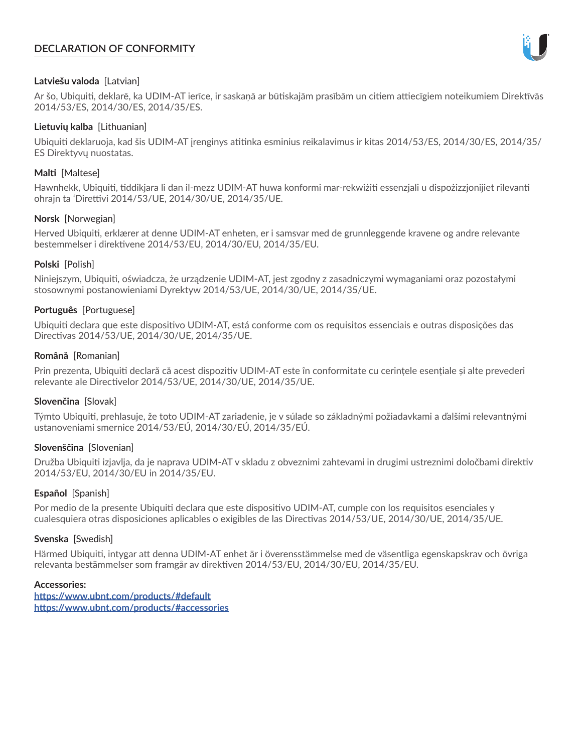# DECLARATION OF CONFORMITY

**Latviešu valoda** [Latvian]

Ar šo, Ubiquiti, deklarē, ka UDIM-AT ierīce, ir saskaņā ar būtiskajām prasībām un citiem attiecīgiem noteikumiem Direktīvās 2014/53/ES, 2014/30/ES, 2014/35/ES.

**Lietuvių kalba** [Lithuanian]

Ubiquiti deklaruoja, kad šis UDIM-AT įrenginys atitinka esminius reikalavimus ir kitas 2014/53/ES, 2014/30/ES, 2014/35/ES Direktyvų nuostatas.

**Malti** [Maltese]

Hawnhekk, Ubiquiti, tiddikjara li dan il-mezz UDIM-AT huwa konformi mar-rekwiżiti essenzjali u dispożizzjonijiet rilevanti oħrajn ta 'Direttivi 2014/53/UE, 2014/30/UE, 2014/35/UE.

**Norsk** [Norwegian]

Herved Ubiquiti, erklærer at denne UDIM-AT enheten, er i samsvar med de grunnleggende kravene og andre relevante bestemmelser i direktivene 2014/53/EU, 2014/30/EU, 2014/35/EU.

**Polski** [Polish]

Niniejszym, Ubiquiti, oświadcza, że urządzenie UDIM-AT, jest zgodny z zasadniczymi wymaganiami oraz pozostałymi stosownymi postanowieniami Dyrektyw 2014/53/UE, 2014/30/UE, 2014/35/UE.

**Português** [Portuguese]

Ubiquiti declara que este dispositivo UDIM-AT, está conforme com os requisitos essenciais e outras disposições das Directivas 2014/53/UE, 2014/30/UE, 2014/35/UE.

**Română** [Romanian]

Prin prezenta, Ubiquiti declară că acest dispozitiv UDIM-AT este în conformitate cu cerințele esențiale și alte prevederi relevante ale Directivelor 2014/53/UE, 2014/30/UE, 2014/35/UE.

**Slovenčina** [Slovak]

Týmto Ubiquiti, prehlasuje, že toto UDIM-AT zariadenie, je v súlade so základnými požiadavkami a ďalšími relevantnými ustanoveniami smernice 2014/53/EÚ, 2014/30/EÚ, 2014/35/EÚ.

**Slovenščina** [Slovenian]

Družba Ubiquiti izjavlja, da je naprava UDIM-AT v skladu z obveznimi zahtevami in drugimi ustreznimi določbami direktiv 2014/53/EU, 2014/30/EU in 2014/35/EU.

**Español** [Spanish]

Por medio de la presente Ubiquiti declara que este dispositivo UDIM-AT, cumple con los requisitos esenciales y cualesquiera otras disposiciones aplicables o exigibles de las Directivas 2014/53/UE, 2014/30/UE, 2014/35/UE.

**Svenska** [Swedish]

Härmed Ubiquiti, intygar att denna UDIM-AT enhet är i överensstämmelse med de väsentliga egenskapskrav och övriga relevanta bestämmelser som framgår av direktiven 2014/53/EU, 2014/30/EU, 2014/35/EU.

**Accessories:**
**https://www.ubnt.com/products/#default**
**https://www.ubnt.com/products/#accessories**